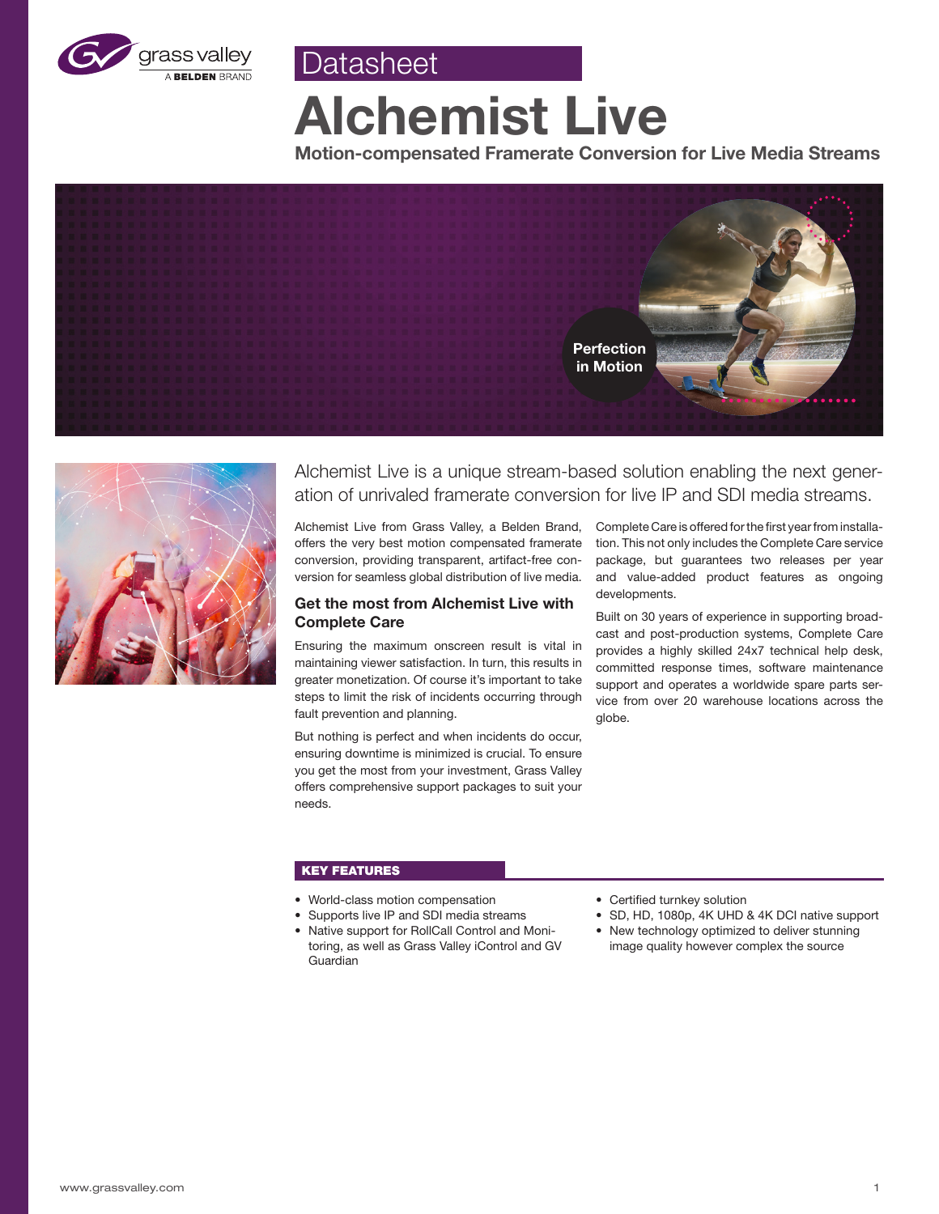Datasheet

# Alchemist Live

**Motion-compensated Framerate Conversion for Live Media Streams**

Perfection in Motion

Alchemist Live is a unique stream-based solution enabling the next generation of unrivaled framerate conversion for live IP and SDI media streams.

Alchemist Live from Grass Valley, a Belden Brand, offers the very best motion compensated framerate conversion, providing transparent, artifact-free conversion for seamless global distribution of live media.

## Get the most from Alchemist Live with Complete Care

Ensuring the maximum onscreen result is vital in maintaining viewer satisfaction. In turn, this results in greater monetization. Of course it's important to take steps to limit the risk of incidents occurring through fault prevention and planning.

But nothing is perfect and when incidents do occur, ensuring downtime is minimized is crucial. To ensure you get the most from your investment, Grass Valley offers comprehensive support packages to suit your needs.

Complete Care is offered for the first year from installation. This not only includes the Complete Care service package, but guarantees two releases per year and value-added product features as ongoing developments.

Built on 30 years of experience in supporting broadcast and post-production systems, Complete Care provides a highly skilled 24x7 technical help desk, committed response times, software maintenance support and operates a worldwide spare parts service from over 20 warehouse locations across the globe.

## KEY FEATURES

- World-class motion compensation
- Supports live IP and SDI media streams
- Native support for RollCall Control and Monitoring, as well as Grass Valley iControl and GV Guardian
- Certified turnkey solution
- SD, HD, 1080p, 4K UHD & 4K DCI native support
- New technology optimized to deliver stunning image quality however complex the source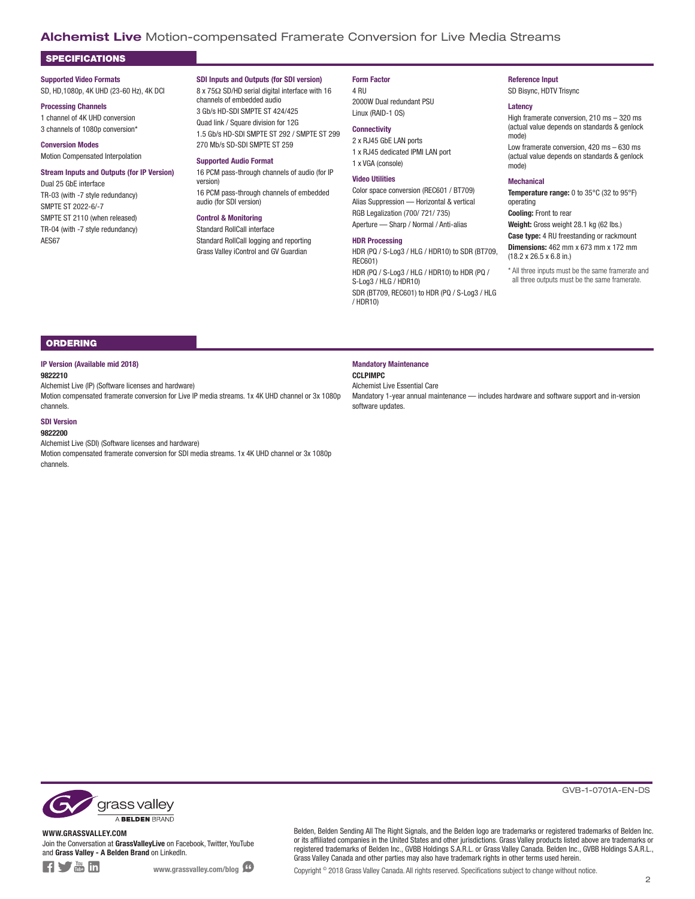# Alchemist Live Motion-compensated Framerate Conversion for Live Media Streams

## SPECIFICATIONS

**Supported Video Formats**
SD, HD,1080p, 4K UHD (23-60 Hz), 4K DCI

**Processing Channels**
1 channel of 4K UHD conversion
3 channels of 1080p conversion*

**Conversion Modes**
Motion Compensated Interpolation

**Stream Inputs and Outputs (for IP Version)**
Dual 25 GbE interface
TR-03 (with -7 style redundancy)
SMPTE ST 2022-6/-7
SMPTE ST 2110 (when released)
TR-04 (with -7 style redundancy)
AES67

**SDI Inputs and Outputs (for SDI version)**
8 x 75Ω SD/HD serial digital interface with 16 channels of embedded audio
3 Gb/s HD-SDI SMPTE ST 424/425
Quad link / Square division for 12G
1.5 Gb/s HD-SDI SMPTE ST 292 / SMPTE ST 299
270 Mb/s SD-SDI SMPTE ST 259

**Supported Audio Format**
16 PCM pass-through channels of audio (for IP version)
16 PCM pass-through channels of embedded audio (for SDI version)

**Control & Monitoring**
Standard RollCall interface
Standard RollCall logging and reporting
Grass Valley iControl and GV Guardian

**Form Factor**
4 RU
2000W Dual redundant PSU
Linux (RAID-1 OS)

**Connectivity**
2 x RJ45 GbE LAN ports
1 x RJ45 dedicated IPMI LAN port
1 x VGA (console)

**Video Utilities**
Color space conversion (REC601 / BT709)
Alias Suppression — Horizontal & vertical
RGB Legalization (700/ 721/ 735)
Aperture — Sharp / Normal / Anti-alias

**HDR Processing**
HDR (PQ / S-Log3 / HLG / HDR10) to SDR (BT709, REC601)
HDR (PQ / S-Log3 / HLG / HDR10) to HDR (PQ / S-Log3 / HLG / HDR10)
SDR (BT709, REC601) to HDR (PQ / S-Log3 / HLG / HDR10)

**Reference Input**
SD Bisync, HDTV Trisync

**Latency**
High framerate conversion, 210 ms – 320 ms (actual value depends on standards & genlock mode)
Low framerate conversion, 420 ms – 630 ms (actual value depends on standards & genlock mode)

**Mechanical**
**Temperature range:** 0 to 35°C (32 to 95°F) operating
**Cooling:** Front to rear
**Weight:** Gross weight 28.1 kg (62 lbs.)
**Case type:** 4 RU freestanding or rackmount
**Dimensions:** 462 mm x 673 mm x 172 mm (18.2 x 26.5 x 6.8 in.)

* All three inputs must be the same framerate and all three outputs must be the same framerate.

## ORDERING

**IP Version (Available mid 2018)**
**9822210**
Alchemist Live (IP) (Software licenses and hardware)
Motion compensated framerate conversion for Live IP media streams. 1x 4K UHD channel or 3x 1080p channels.

**SDI Version**
**9822200**
Alchemist Live (SDI) (Software licenses and hardware)
Motion compensated framerate conversion for SDI media streams. 1x 4K UHD channel or 3x 1080p channels.

**Mandatory Maintenance**
**CCLPIMPC**
Alchemist Live Essential Care
Mandatory 1-year annual maintenance — includes hardware and software support and in-version software updates.

GVB-1-0701A-EN-DS

grass valley
A BELDEN BRAND

**WWW.GRASSVALLEY.COM**
Join the Conversation at **GrassValleyLive** on Facebook, Twitter, YouTube and **Grass Valley - A Belden Brand** on LinkedIn.

**www.grassvalley.com/blog**

Belden, Belden Sending All The Right Signals, and the Belden logo are trademarks or registered trademarks of Belden Inc. or its affiliated companies in the United States and other jurisdictions. Grass Valley products listed above are trademarks or registered trademarks of Belden Inc., GVBB Holdings S.A.R.L. or Grass Valley Canada. Belden Inc., GVBB Holdings S.A.R.L., Grass Valley Canada and other parties may also have trademark rights in other terms used herein.

Copyright © 2018 Grass Valley Canada. All rights reserved. Specifications subject to change without notice.